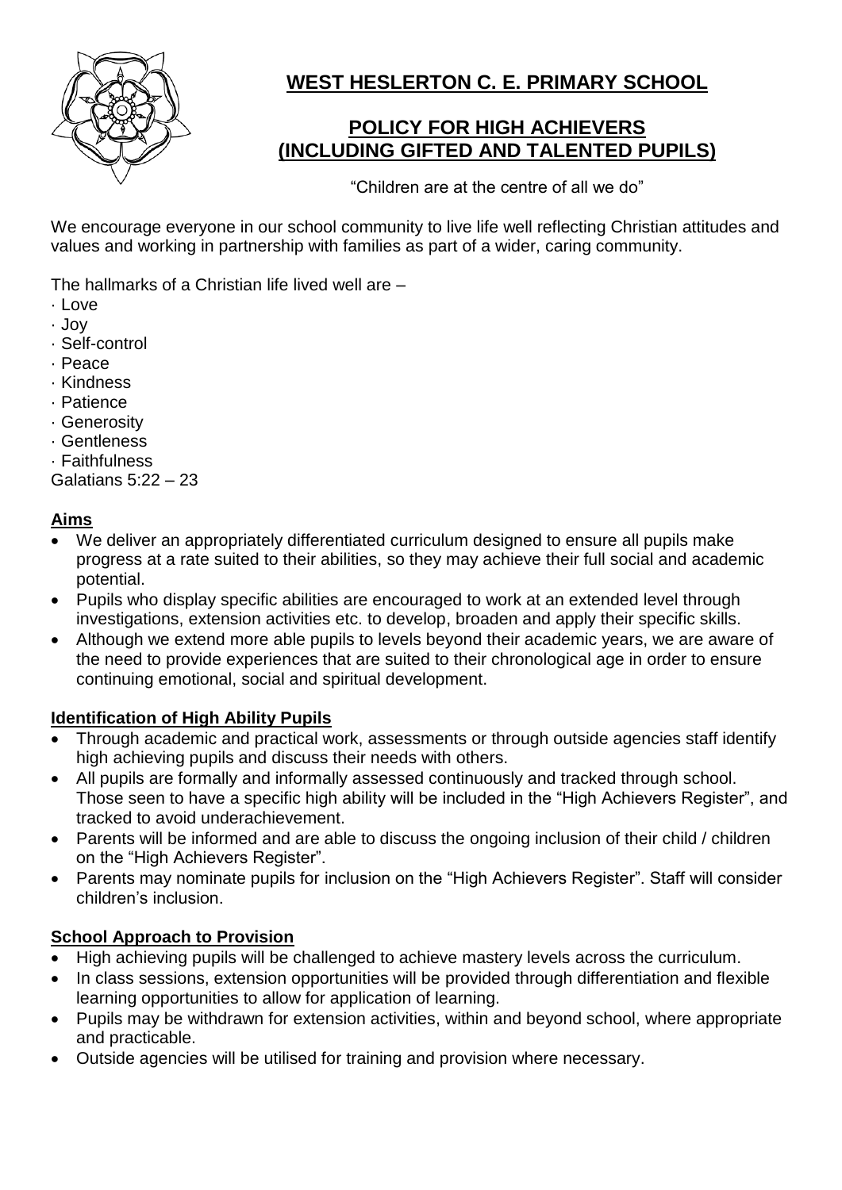# WEST HESLERTON C. E. PRIMARY SCHOOL

## POLICY FOR HIGH ACHIEVERS (INCLUDING GIFTED AND TALENTED PUPILS)

"Children are at the centre of all we do"

We encourage everyone in our school community to live life well reflecting Christian attitudes and values and working in partnership with families as part of a wider, caring community.

The hallmarks of a Christian life lived well are –

- Love
- Joy
- Self-control
- Peace
- Kindness
- Patience
- Generosity
- Gentleness
- Faithfulness

Galatians 5:22 – 23

### Aims

- We deliver an appropriately differentiated curriculum designed to ensure all pupils make progress at a rate suited to their abilities, so they may achieve their full social and academic potential.
- Pupils who display specific abilities are encouraged to work at an extended level through investigations, extension activities etc. to develop, broaden and apply their specific skills.
- Although we extend more able pupils to levels beyond their academic years, we are aware of the need to provide experiences that are suited to their chronological age in order to ensure continuing emotional, social and spiritual development.

### Identification of High Ability Pupils

- Through academic and practical work, assessments or through outside agencies staff identify high achieving pupils and discuss their needs with others.
- All pupils are formally and informally assessed continuously and tracked through school. Those seen to have a specific high ability will be included in the "High Achievers Register", and tracked to avoid underachievement.
- Parents will be informed and are able to discuss the ongoing inclusion of their child / children on the "High Achievers Register".
- Parents may nominate pupils for inclusion on the "High Achievers Register". Staff will consider children's inclusion.

### School Approach to Provision

- High achieving pupils will be challenged to achieve mastery levels across the curriculum.
- In class sessions, extension opportunities will be provided through differentiation and flexible learning opportunities to allow for application of learning.
- Pupils may be withdrawn for extension activities, within and beyond school, where appropriate and practicable.
- Outside agencies will be utilised for training and provision where necessary.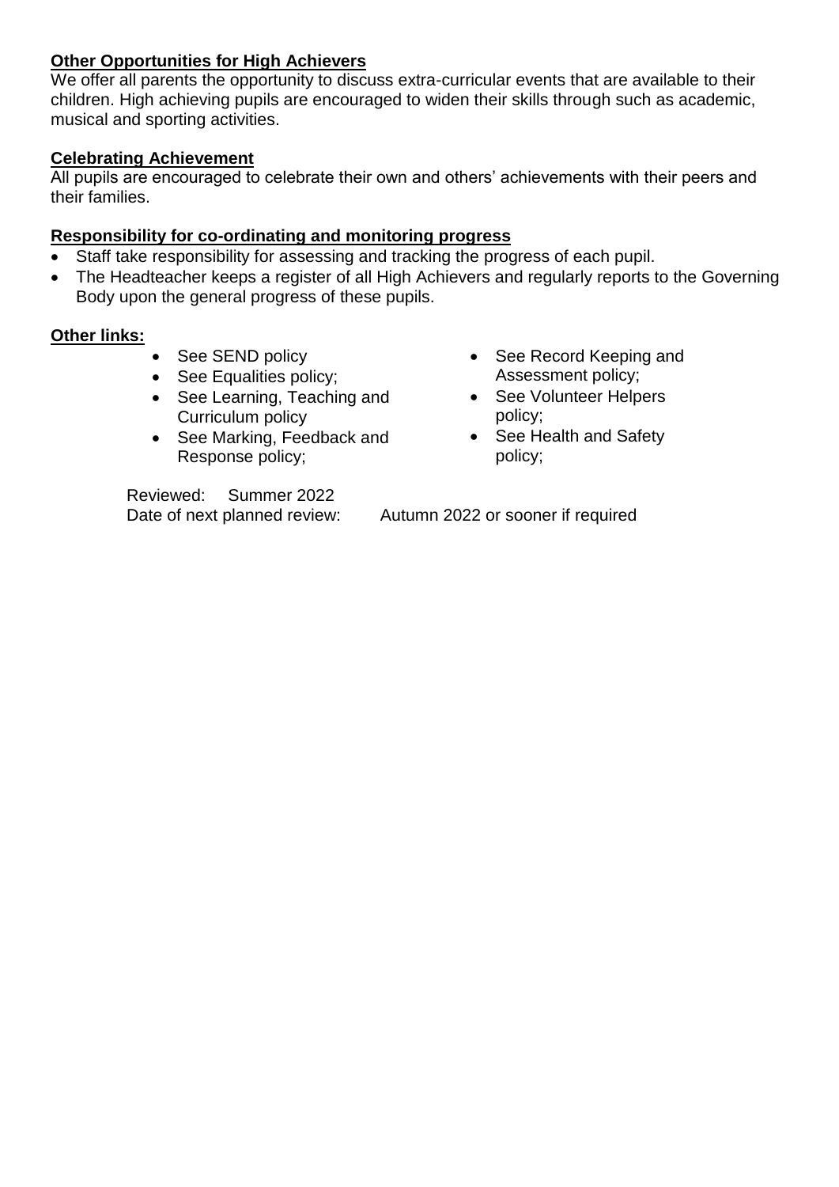**Other Opportunities for High Achievers**

We offer all parents the opportunity to discuss extra-curricular events that are available to their children. High achieving pupils are encouraged to widen their skills through such as academic, musical and sporting activities.

**Celebrating Achievement**

All pupils are encouraged to celebrate their own and others' achievements with their peers and their families.

**Responsibility for co-ordinating and monitoring progress**

- Staff take responsibility for assessing and tracking the progress of each pupil.
- The Headteacher keeps a register of all High Achievers and regularly reports to the Governing Body upon the general progress of these pupils.

**Other links:**

- See SEND policy
- See Equalities policy;
- See Learning, Teaching and Curriculum policy
- See Marking, Feedback and Response policy;
- See Record Keeping and Assessment policy;
- See Volunteer Helpers policy;
- See Health and Safety policy;

Reviewed: Summer 2022

Date of next planned review: Autumn 2022 or sooner if required